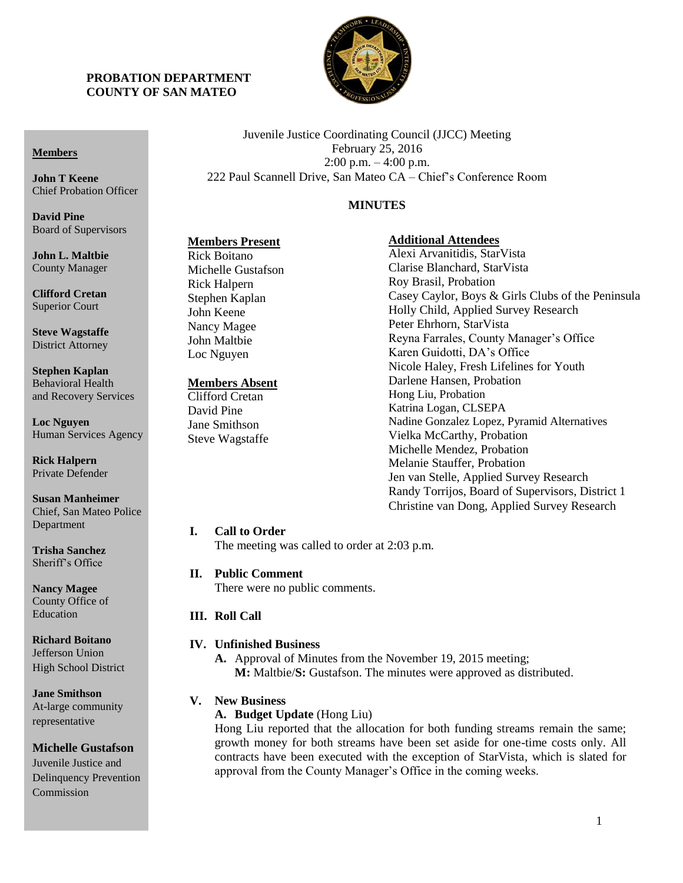**PROBATION DEPARTMENT**
**COUNTY OF SAN MATEO**

**Members**

**John T Keene**
Chief Probation Officer

**David Pine**
Board of Supervisors

**John L. Maltbie**
County Manager

**Clifford Cretan**
Superior Court

**Steve Wagstaffe**
District Attorney

**Stephen Kaplan**
Behavioral Health and Recovery Services

**Loc Nguyen**
Human Services Agency

**Rick Halpern**
Private Defender

**Susan Manheimer**
Chief, San Mateo Police Department

**Trisha Sanchez**
Sheriff's Office

**Nancy Magee**
County Office of Education

**Richard Boitano**
Jefferson Union High School District

**Jane Smithson**
At-large community representative

**Michelle Gustafson**
Juvenile Justice and Delinquency Prevention Commission

Juvenile Justice Coordinating Council (JJCC) Meeting
February 25, 2016
2:00 p.m. – 4:00 p.m.
222 Paul Scannell Drive, San Mateo CA – Chief's Conference Room

**MINUTES**

**Members Present**
Rick Boitano
Michelle Gustafson
Rick Halpern
Stephen Kaplan
John Keene
Nancy Magee
John Maltbie
Loc Nguyen

**Members Absent**
Clifford Cretan
David Pine
Jane Smithson
Steve Wagstaffe

**Additional Attendees**
Alexi Arvanitidis, StarVista
Clarise Blanchard, StarVista
Roy Brasil, Probation
Casey Caylor, Boys & Girls Clubs of the Peninsula
Holly Child, Applied Survey Research
Peter Ehrhorn, StarVista
Reyna Farrales, County Manager's Office
Karen Guidotti, DA's Office
Nicole Haley, Fresh Lifelines for Youth
Darlene Hansen, Probation
Hong Liu, Probation
Katrina Logan, CLSEPA
Nadine Gonzalez Lopez, Pyramid Alternatives
Vielka McCarthy, Probation
Michelle Mendez, Probation
Melanie Stauffer, Probation
Jen van Stelle, Applied Survey Research
Randy Torrijos, Board of Supervisors, District 1
Christine van Dong, Applied Survey Research

**I. Call to Order**
The meeting was called to order at 2:03 p.m.

**II. Public Comment**
There were no public comments.

**III. Roll Call**

**IV. Unfinished Business**

**A.** Approval of Minutes from the November 19, 2015 meeting;
**M:** Maltbie/**S:** Gustafson. The minutes were approved as distributed.

**V. New Business**

**A. Budget Update** (Hong Liu)
Hong Liu reported that the allocation for both funding streams remain the same; growth money for both streams have been set aside for one-time costs only. All contracts have been executed with the exception of StarVista, which is slated for approval from the County Manager's Office in the coming weeks.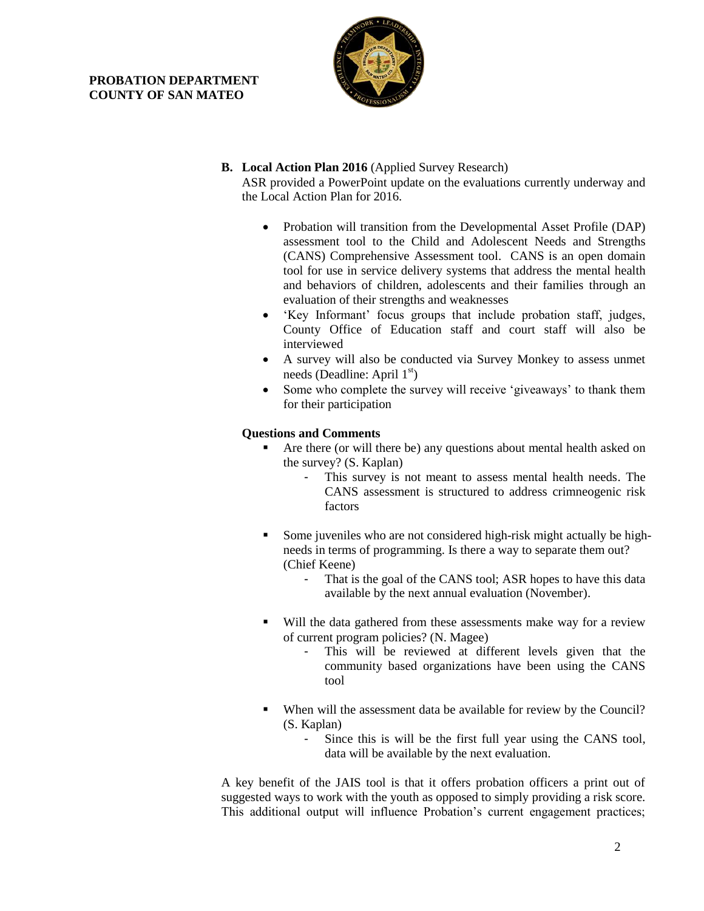**PROBATION DEPARTMENT**
**COUNTY OF SAN MATEO**

**B. Local Action Plan 2016** (Applied Survey Research)

ASR provided a PowerPoint update on the evaluations currently underway and the Local Action Plan for 2016.

- Probation will transition from the Developmental Asset Profile (DAP) assessment tool to the Child and Adolescent Needs and Strengths (CANS) Comprehensive Assessment tool. CANS is an open domain tool for use in service delivery systems that address the mental health and behaviors of children, adolescents and their families through an evaluation of their strengths and weaknesses
- 'Key Informant' focus groups that include probation staff, judges, County Office of Education staff and court staff will also be interviewed
- A survey will also be conducted via Survey Monkey to assess unmet needs (Deadline: April 1st)
- Some who complete the survey will receive 'giveaways' to thank them for their participation

**Questions and Comments**

- Are there (or will there be) any questions about mental health asked on the survey? (S. Kaplan)
  - This survey is not meant to assess mental health needs. The CANS assessment is structured to address crimneogenic risk factors
- Some juveniles who are not considered high-risk might actually be high-needs in terms of programming. Is there a way to separate them out? (Chief Keene)
  - That is the goal of the CANS tool; ASR hopes to have this data available by the next annual evaluation (November).
- Will the data gathered from these assessments make way for a review of current program policies? (N. Magee)
  - This will be reviewed at different levels given that the community based organizations have been using the CANS tool
- When will the assessment data be available for review by the Council? (S. Kaplan)
  - Since this is will be the first full year using the CANS tool, data will be available by the next evaluation.

A key benefit of the JAIS tool is that it offers probation officers a print out of suggested ways to work with the youth as opposed to simply providing a risk score. This additional output will influence Probation's current engagement practices;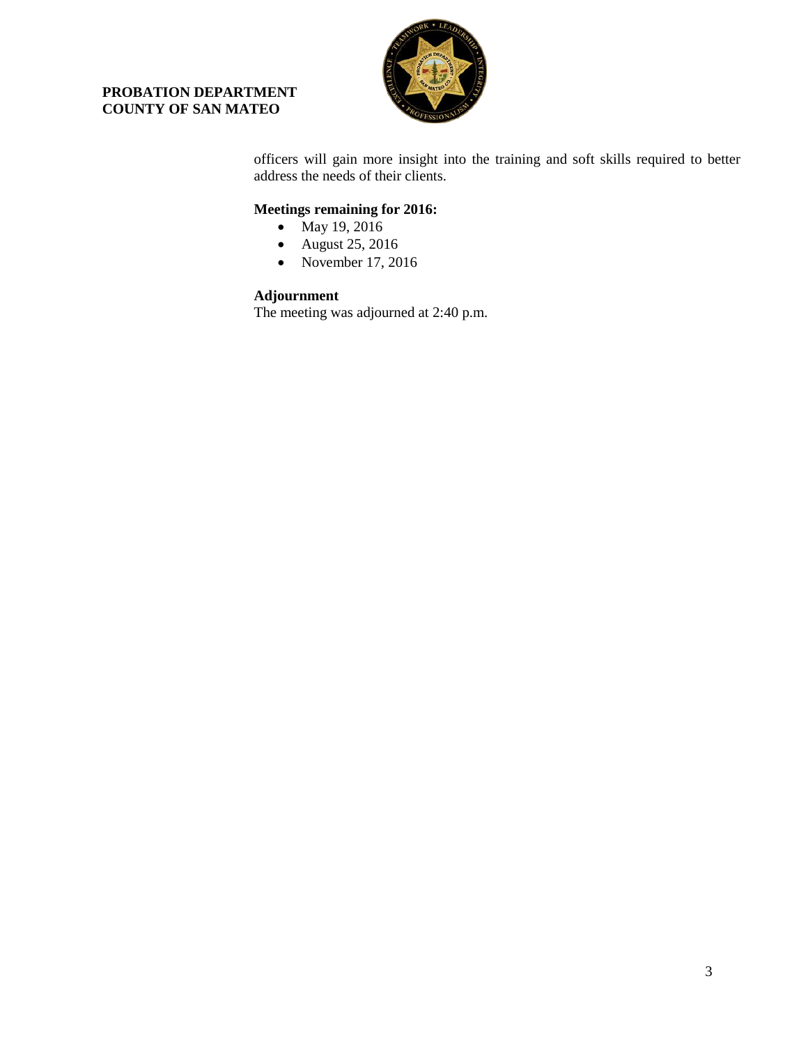officers will gain more insight into the training and soft skills required to better address the needs of their clients.

**Meetings remaining for 2016:**

- May 19, 2016
- August 25, 2016
- November 17, 2016

**Adjournment**

The meeting was adjourned at 2:40 p.m.